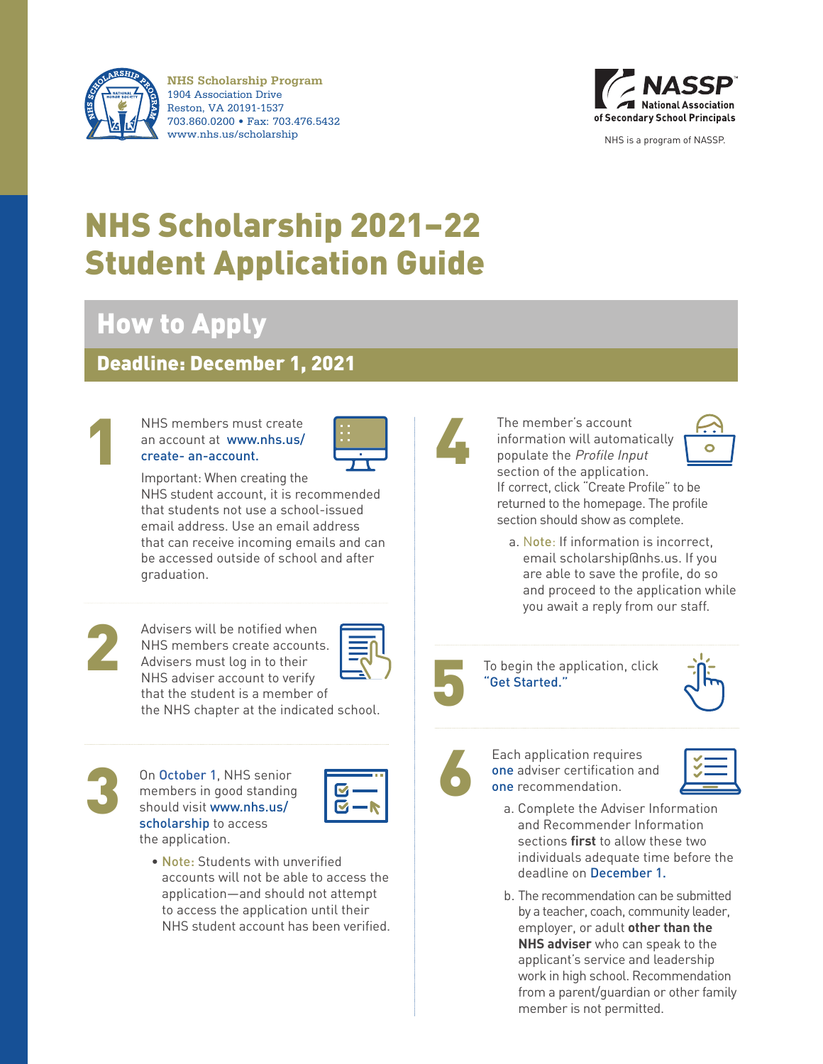**NHS Scholarship Program**
1904 Association Drive
Reston, VA 20191-1537
703.860.0200 • Fax: 703.476.5432
www.nhs.us/scholarship

NASSP National Association of Secondary School Principals

NHS is a program of NASSP.

# NHS Scholarship 2021–22 Student Application Guide

## How to Apply

### Deadline: December 1, 2021

**1** NHS members must create an account at www.nhs.us/create- an-account.

Important: When creating the NHS student account, it is recommended that students not use a school-issued email address. Use an email address that can receive incoming emails and can be accessed outside of school and after graduation.

**2** Advisers will be notified when NHS members create accounts. Advisers must log in to their NHS adviser account to verify that the student is a member of the NHS chapter at the indicated school.

**3** On October 1, NHS senior members in good standing should visit www.nhs.us/scholarship to access the application.

- Note: Students with unverified accounts will not be able to access the application—and should not attempt to access the application until their NHS student account has been verified.

**4** The member's account information will automatically populate the *Profile Input* section of the application. If correct, click "Create Profile" to be returned to the homepage. The profile section should show as complete.

a. Note: If information is incorrect, email scholarship@nhs.us. If you are able to save the profile, do so and proceed to the application while you await a reply from our staff.

**5** To begin the application, click "Get Started."

**6** Each application requires one adviser certification and one recommendation.

a. Complete the Adviser Information and Recommender Information sections **first** to allow these two individuals adequate time before the deadline on December 1.

b. The recommendation can be submitted by a teacher, coach, community leader, employer, or adult **other than the NHS adviser** who can speak to the applicant's service and leadership work in high school. Recommendation from a parent/guardian or other family member is not permitted.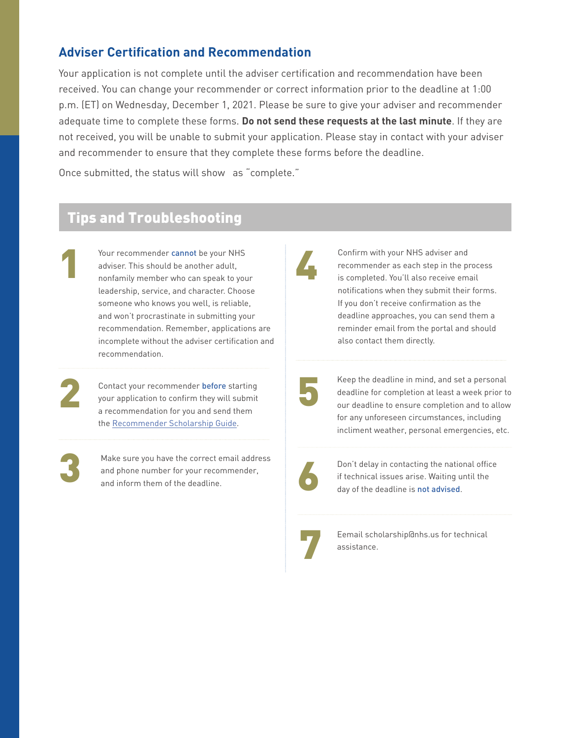## Adviser Certification and Recommendation

Your application is not complete until the adviser certification and recommendation have been received. You can change your recommender or correct information prior to the deadline at 1:00 p.m. (ET) on Wednesday, December 1, 2021. Please be sure to give your adviser and recommender adequate time to complete these forms. **Do not send these requests at the last minute**. If they are not received, you will be unable to submit your application. Please stay in contact with your adviser and recommender to ensure that they complete these forms before the deadline.

Once submitted, the status will show as "complete."

## Tips and Troubleshooting

1. Your recommender **cannot** be your NHS adviser. This should be another adult, nonfamily member who can speak to your leadership, service, and character. Choose someone who knows you well, is reliable, and won't procrastinate in submitting your recommendation. Remember, applications are incomplete without the adviser certification and recommendation.

2. Contact your recommender **before** starting your application to confirm they will submit a recommendation for you and send them the Recommender Scholarship Guide.

3. Make sure you have the correct email address and phone number for your recommender, and inform them of the deadline.

4. Confirm with your NHS adviser and recommender as each step in the process is completed. You'll also receive email notifications when they submit their forms. If you don't receive confirmation as the deadline approaches, you can send them a reminder email from the portal and should also contact them directly.

5. Keep the deadline in mind, and set a personal deadline for completion at least a week prior to our deadline to ensure completion and to allow for any unforeseen circumstances, including incliment weather, personal emergencies, etc.

6. Don't delay in contacting the national office if technical issues arise. Waiting until the day of the deadline is **not advised**.

7. Eemail scholarship@nhs.us for technical assistance.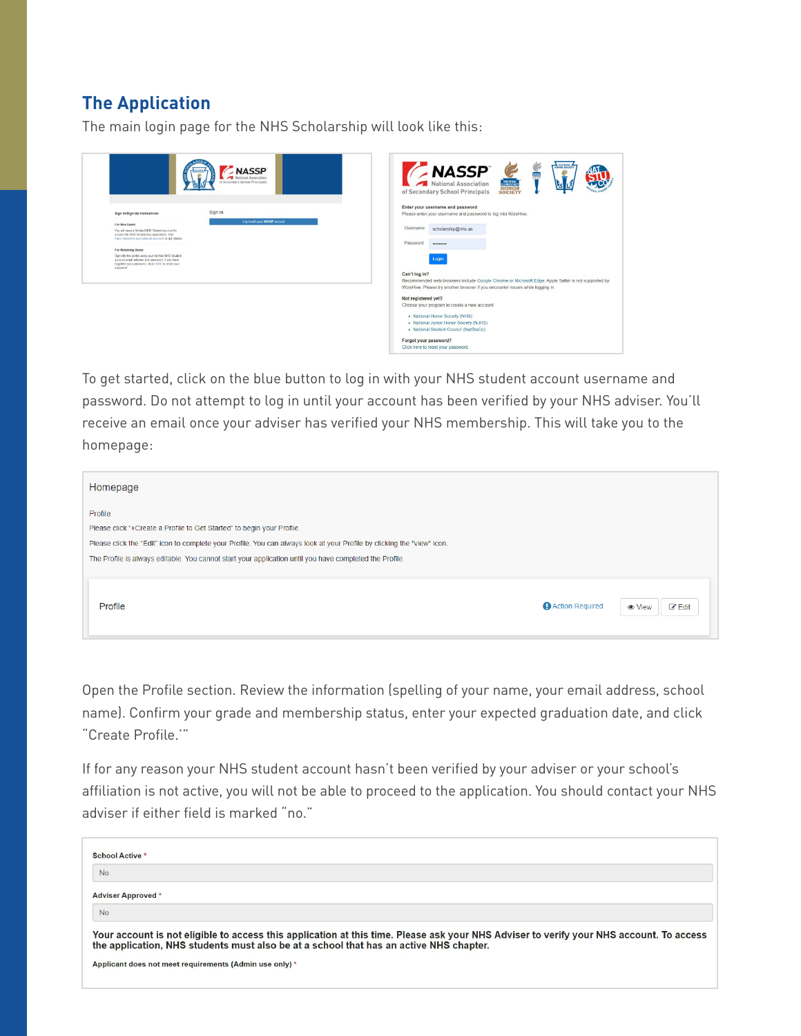## The Application

The main login page for the NHS Scholarship will look like this:

To get started, click on the blue button to log in with your NHS student account username and password. Do not attempt to log in until your account has been verified by your NHS adviser. You'll receive an email once your adviser has verified your NHS membership. This will take you to the homepage:

Open the Profile section. Review the information (spelling of your name, your email address, school name). Confirm your grade and membership status, enter your expected graduation date, and click "Create Profile.'"

If for any reason your NHS student account hasn't been verified by your adviser or your school's affiliation is not active, you will not be able to proceed to the application. You should contact your NHS adviser if either field is marked "no."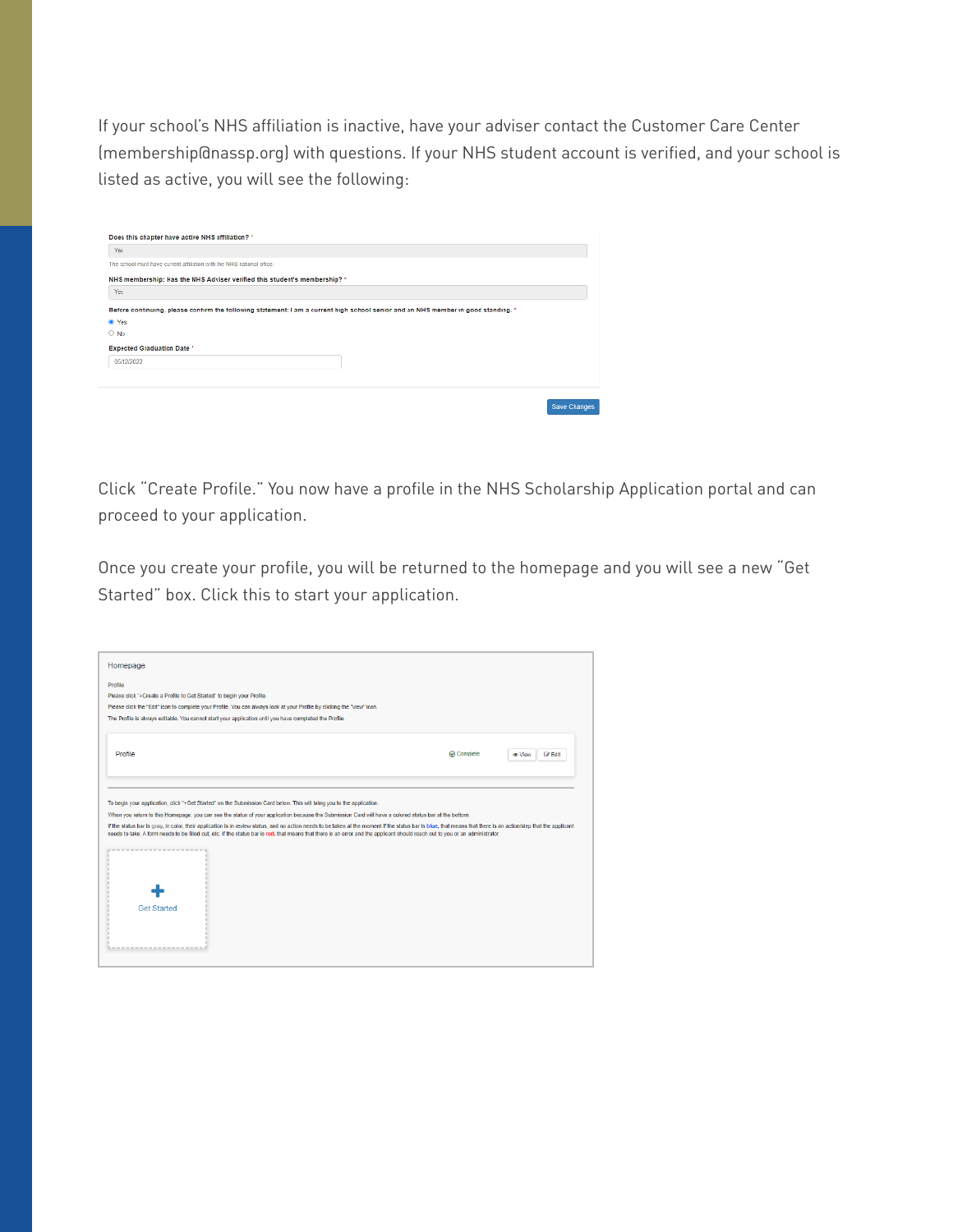If your school's NHS affiliation is inactive, have your adviser contact the Customer Care Center (membership@nassp.org) with questions. If your NHS student account is verified, and your school is listed as active, you will see the following:

Does this chapter have active NHS affiliation? *

Yes

The school must have current affiliation with the NHS national office.

NHS membership: Has the NHS Adviser verified this student's membership? *

Yes

Before continuing, please confirm the following statement: I am a current high school senior and an NHS member in good standing. *

- Yes
- No

Expected Graduation Date *

05/12/2022

Save Changes

Click "Create Profile." You now have a profile in the NHS Scholarship Application portal and can proceed to your application.

Once you create your profile, you will be returned to the homepage and you will see a new "Get Started" box. Click this to start your application.

Homepage

Profile

Please click "+Create a Profile to Get Started" to begin your Profile.

Please click the "Edit" icon to complete your Profile. You can always look at your Profile by clicking the "View" icon.

The Profile is always editable. You cannot start your application until you have completed the Profile.

Profile — Complete — View — Edit

To begin your application, click "+Get Started" on the Submission Card below. This will bring you to the application.

When you return to this Homepage, you can see the status of your application because the Submission Card will have a colored status bar at the bottom.

If the status bar is gray, in color, their application is in review status, and no action needs to be taken at the moment. If the status bar is blue, that means that there is an action/step that the applicant needs to take. A form needs to be filled out, etc. If the status bar is red, that means that there is an error and the applicant should reach out to you or an administrator.

+ Get Started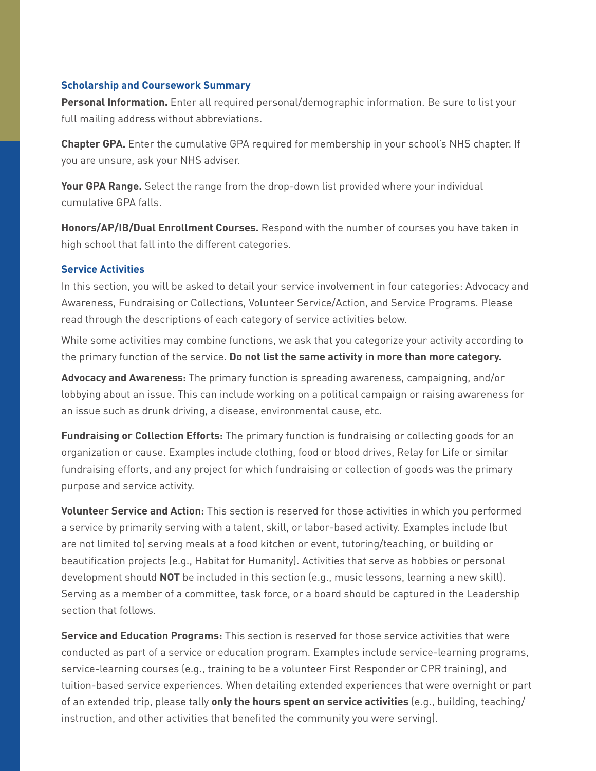### Scholarship and Coursework Summary

**Personal Information.** Enter all required personal/demographic information. Be sure to list your full mailing address without abbreviations.

**Chapter GPA.** Enter the cumulative GPA required for membership in your school's NHS chapter. If you are unsure, ask your NHS adviser.

**Your GPA Range.** Select the range from the drop-down list provided where your individual cumulative GPA falls.

**Honors/AP/IB/Dual Enrollment Courses.** Respond with the number of courses you have taken in high school that fall into the different categories.

### Service Activities

In this section, you will be asked to detail your service involvement in four categories: Advocacy and Awareness, Fundraising or Collections, Volunteer Service/Action, and Service Programs. Please read through the descriptions of each category of service activities below.

While some activities may combine functions, we ask that you categorize your activity according to the primary function of the service. **Do not list the same activity in more than more category.**

**Advocacy and Awareness:** The primary function is spreading awareness, campaigning, and/or lobbying about an issue. This can include working on a political campaign or raising awareness for an issue such as drunk driving, a disease, environmental cause, etc.

**Fundraising or Collection Efforts:** The primary function is fundraising or collecting goods for an organization or cause. Examples include clothing, food or blood drives, Relay for Life or similar fundraising efforts, and any project for which fundraising or collection of goods was the primary purpose and service activity.

**Volunteer Service and Action:** This section is reserved for those activities in which you performed a service by primarily serving with a talent, skill, or labor-based activity. Examples include (but are not limited to) serving meals at a food kitchen or event, tutoring/teaching, or building or beautification projects (e.g., Habitat for Humanity). Activities that serve as hobbies or personal development should **NOT** be included in this section (e.g., music lessons, learning a new skill). Serving as a member of a committee, task force, or a board should be captured in the Leadership section that follows.

**Service and Education Programs:** This section is reserved for those service activities that were conducted as part of a service or education program. Examples include service-learning programs, service-learning courses (e.g., training to be a volunteer First Responder or CPR training), and tuition-based service experiences. When detailing extended experiences that were overnight or part of an extended trip, please tally **only the hours spent on service activities** (e.g., building, teaching/ instruction, and other activities that benefited the community you were serving).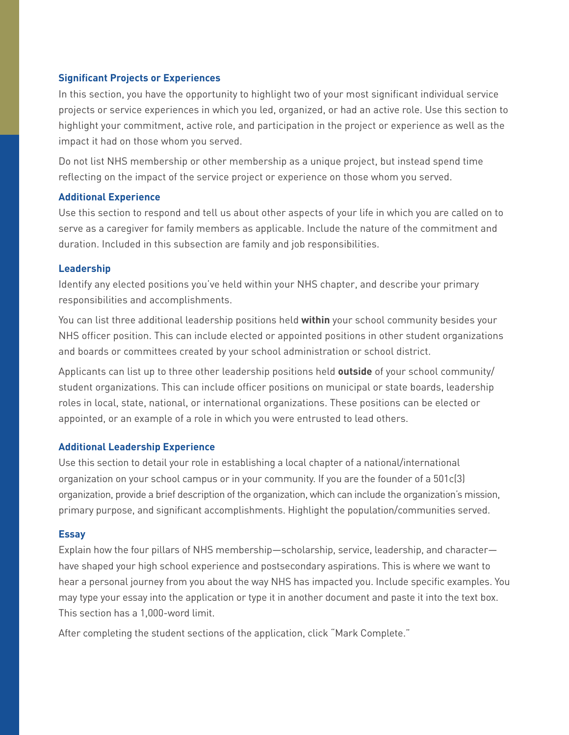### Significant Projects or Experiences

In this section, you have the opportunity to highlight two of your most significant individual service projects or service experiences in which you led, organized, or had an active role. Use this section to highlight your commitment, active role, and participation in the project or experience as well as the impact it had on those whom you served.

Do not list NHS membership or other membership as a unique project, but instead spend time reflecting on the impact of the service project or experience on those whom you served.

### Additional Experience

Use this section to respond and tell us about other aspects of your life in which you are called on to serve as a caregiver for family members as applicable. Include the nature of the commitment and duration. Included in this subsection are family and job responsibilities.

### Leadership

Identify any elected positions you've held within your NHS chapter, and describe your primary responsibilities and accomplishments.

You can list three additional leadership positions held **within** your school community besides your NHS officer position. This can include elected or appointed positions in other student organizations and boards or committees created by your school administration or school district.

Applicants can list up to three other leadership positions held **outside** of your school community/student organizations. This can include officer positions on municipal or state boards, leadership roles in local, state, national, or international organizations. These positions can be elected or appointed, or an example of a role in which you were entrusted to lead others.

### Additional Leadership Experience

Use this section to detail your role in establishing a local chapter of a national/international organization on your school campus or in your community. If you are the founder of a 501c(3) organization, provide a brief description of the organization, which can include the organization's mission, primary purpose, and significant accomplishments. Highlight the population/communities served.

### Essay

Explain how the four pillars of NHS membership—scholarship, service, leadership, and character—have shaped your high school experience and postsecondary aspirations. This is where we want to hear a personal journey from you about the way NHS has impacted you. Include specific examples. You may type your essay into the application or type it in another document and paste it into the text box. This section has a 1,000-word limit.

After completing the student sections of the application, click "Mark Complete."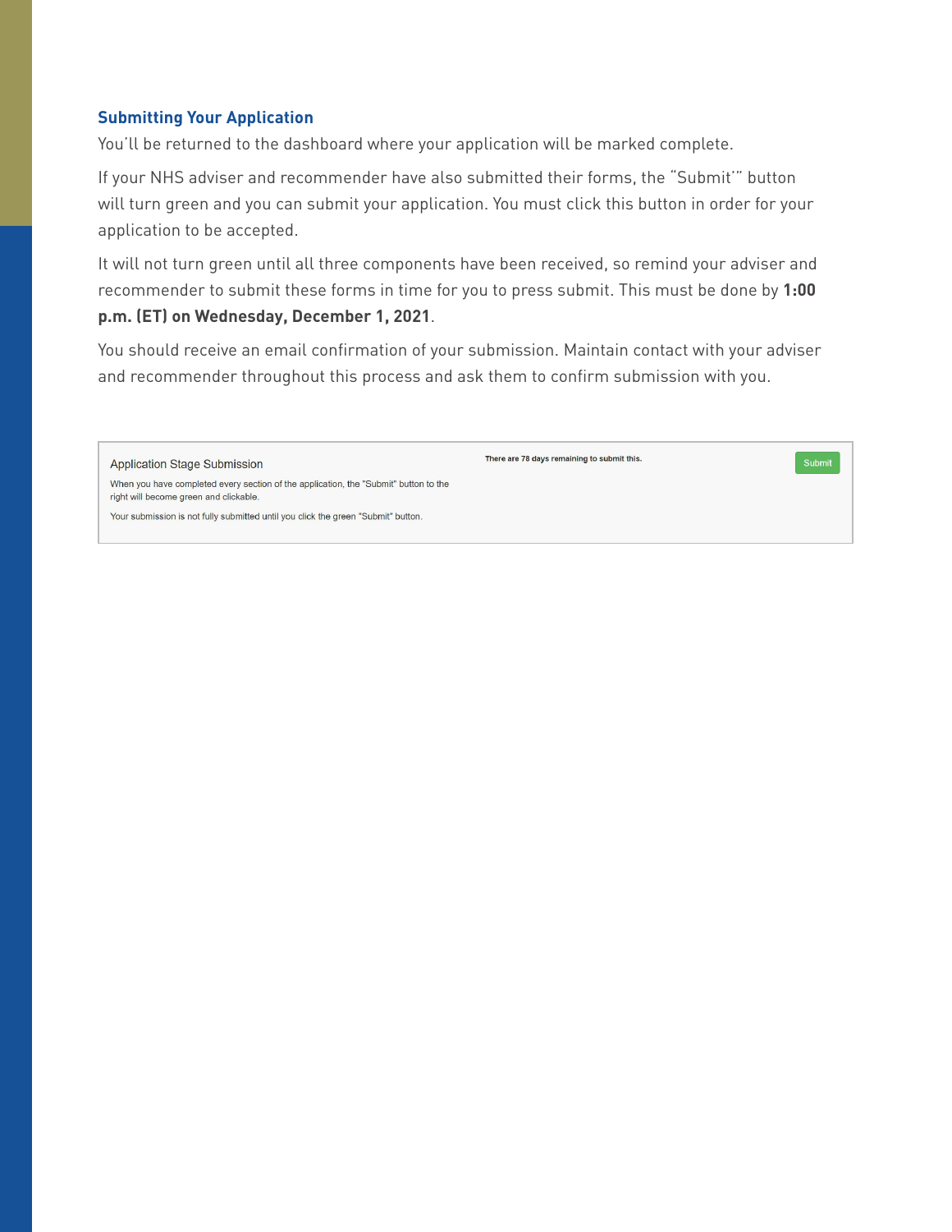### Submitting Your Application

You'll be returned to the dashboard where your application will be marked complete.

If your NHS adviser and recommender have also submitted their forms, the "Submit'" button will turn green and you can submit your application. You must click this button in order for your application to be accepted.

It will not turn green until all three components have been received, so remind your adviser and recommender to submit these forms in time for you to press submit. This must be done by **1:00 p.m. (ET) on Wednesday, December 1, 2021**.

You should receive an email confirmation of your submission. Maintain contact with your adviser and recommender throughout this process and ask them to confirm submission with you.

Application Stage Submission

When you have completed every section of the application, the "Submit" button to the right will become green and clickable.

Your submission is not fully submitted until you click the green "Submit" button.

**There are 78 days remaining to submit this.**

Submit